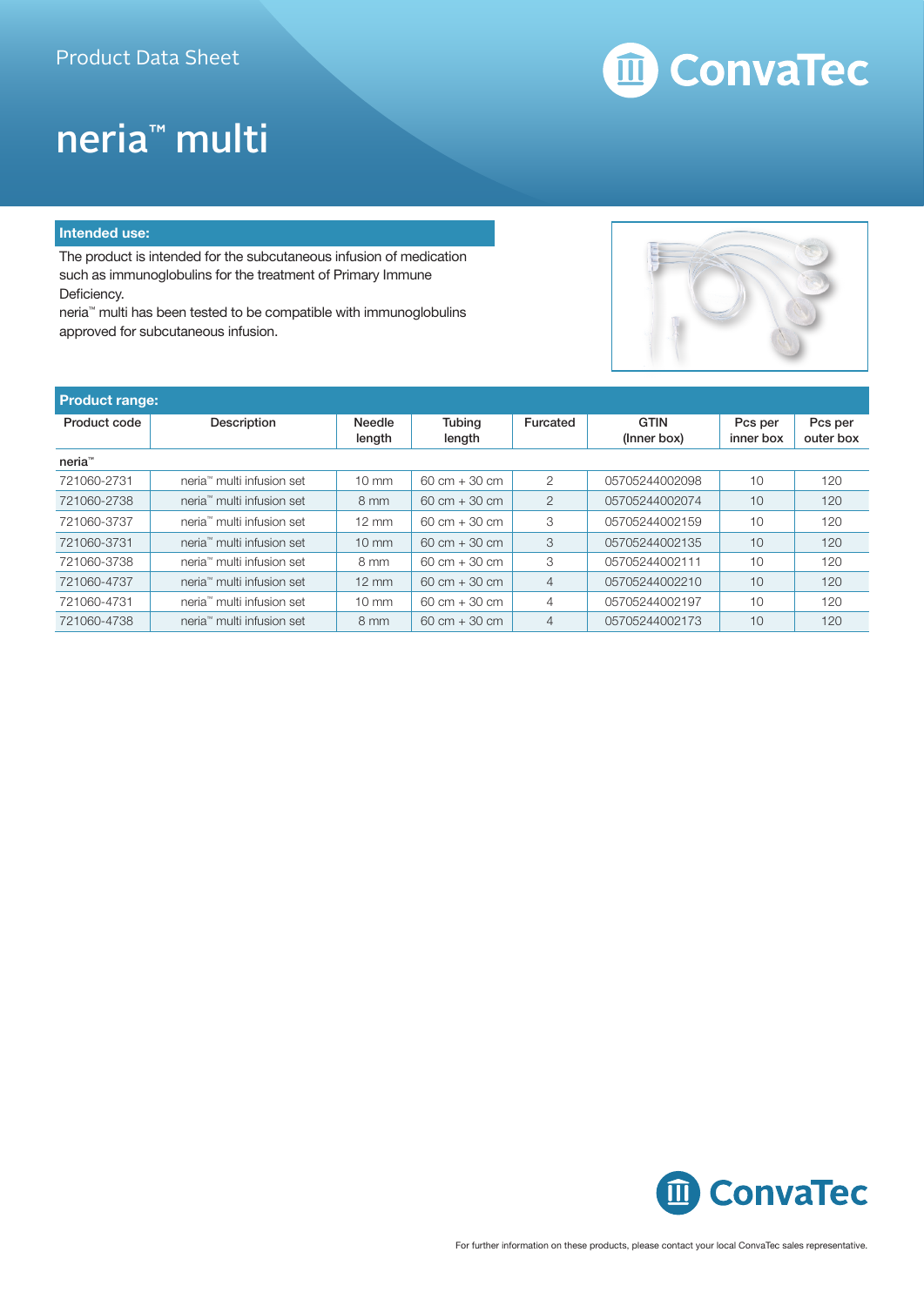Product Data Sheet

# neria™ multi

## Intended use:

The product is intended for the subcutaneous infusion of medication such as immunoglobulins for the treatment of Primary Immune Deficiency.

neria™ multi has been tested to be compatible with immunoglobulins approved for subcutaneous infusion.

## Product range:

| Product code | Description | Needle length | Tubing length | Furcated | GTIN (Inner box) | Pcs per inner box | Pcs per outer box |
|---|---|---|---|---|---|---|---|
| **neria™** | | | | | | | |
| 721060-2731 | neria™ multi infusion set | 10 mm | 60 cm + 30 cm | 2 | 05705244002098 | 10 | 120 |
| 721060-2738 | neria™ multi infusion set | 8 mm | 60 cm + 30 cm | 2 | 05705244002074 | 10 | 120 |
| 721060-3737 | neria™ multi infusion set | 12 mm | 60 cm + 30 cm | 3 | 05705244002159 | 10 | 120 |
| 721060-3731 | neria™ multi infusion set | 10 mm | 60 cm + 30 cm | 3 | 05705244002135 | 10 | 120 |
| 721060-3738 | neria™ multi infusion set | 8 mm | 60 cm + 30 cm | 3 | 05705244002111 | 10 | 120 |
| 721060-4737 | neria™ multi infusion set | 12 mm | 60 cm + 30 cm | 4 | 05705244002210 | 10 | 120 |
| 721060-4731 | neria™ multi infusion set | 10 mm | 60 cm + 30 cm | 4 | 05705244002197 | 10 | 120 |
| 721060-4738 | neria™ multi infusion set | 8 mm | 60 cm + 30 cm | 4 | 05705244002173 | 10 | 120 |

For further information on these products, please contact your local ConvaTec sales representative.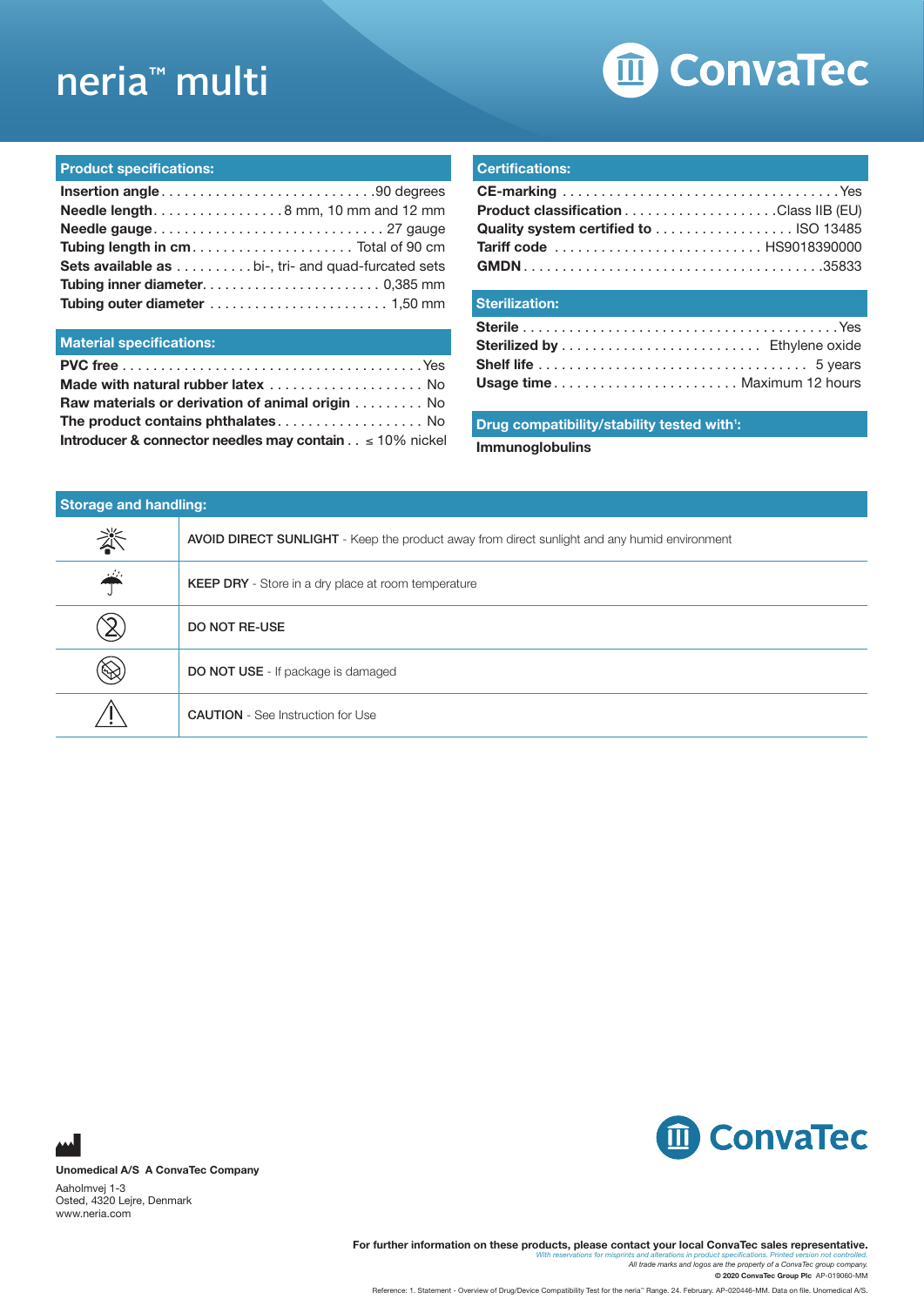# neria™ multi

ConvaTec

## Product specifications:

| | |
|---|---|
| **Insertion angle** | 90 degrees |
| **Needle length** | 8 mm, 10 mm and 12 mm |
| **Needle gauge** | 27 gauge |
| **Tubing length in cm** | Total of 90 cm |
| **Sets available as** | bi-, tri- and quad-furcated sets |
| **Tubing inner diameter** | 0,385 mm |
| **Tubing outer diameter** | 1,50 mm |

## Material specifications:

| | |
|---|---|
| **PVC free** | Yes |
| **Made with natural rubber latex** | No |
| **Raw materials or derivation of animal origin** | No |
| **The product contains phthalates** | No |
| **Introducer & connector needles may contain** | ≤ 10% nickel |

## Certifications:

| | |
|---|---|
| **CE-marking** | Yes |
| **Product classification** | Class IIB (EU) |
| **Quality system certified to** | ISO 13485 |
| **Tariff code** | HS9018390000 |
| **GMDN** | 35833 |

## Sterilization:

| | |
|---|---|
| **Sterile** | Yes |
| **Sterilized by** | Ethylene oxide |
| **Shelf life** | 5 years |
| **Usage time** | Maximum 12 hours |

## Drug compatibility/stability tested with[1]:

**Immunoglobulins**

## Storage and handling:

| | |
|---|---|
| | AVOID DIRECT SUNLIGHT - Keep the product away from direct sunlight and any humid environment |
| | KEEP DRY - Store in a dry place at room temperature |
| | DO NOT RE-USE |
| | DO NOT USE - If package is damaged |
| | CAUTION - See Instruction for Use |

**Unomedical A/S A ConvaTec Company**
Aaholmvej 1-3
Osted, 4320 Lejre, Denmark
www.neria.com

ConvaTec

**For further information on these products, please contact your local ConvaTec sales representative.**
*With reservations for misprints and alterations in product specifications. Printed version not controlled.*
*All trade marks and logos are the property of a ConvaTec group company.*
**© 2020 ConvaTec Group Plc** AP-019060-MM

Reference: 1. Statement - Overview of Drug/Device Compatibility Test for the neria™ Range. 24. February. AP-020446-MM. Data on file. Unomedical A/S.